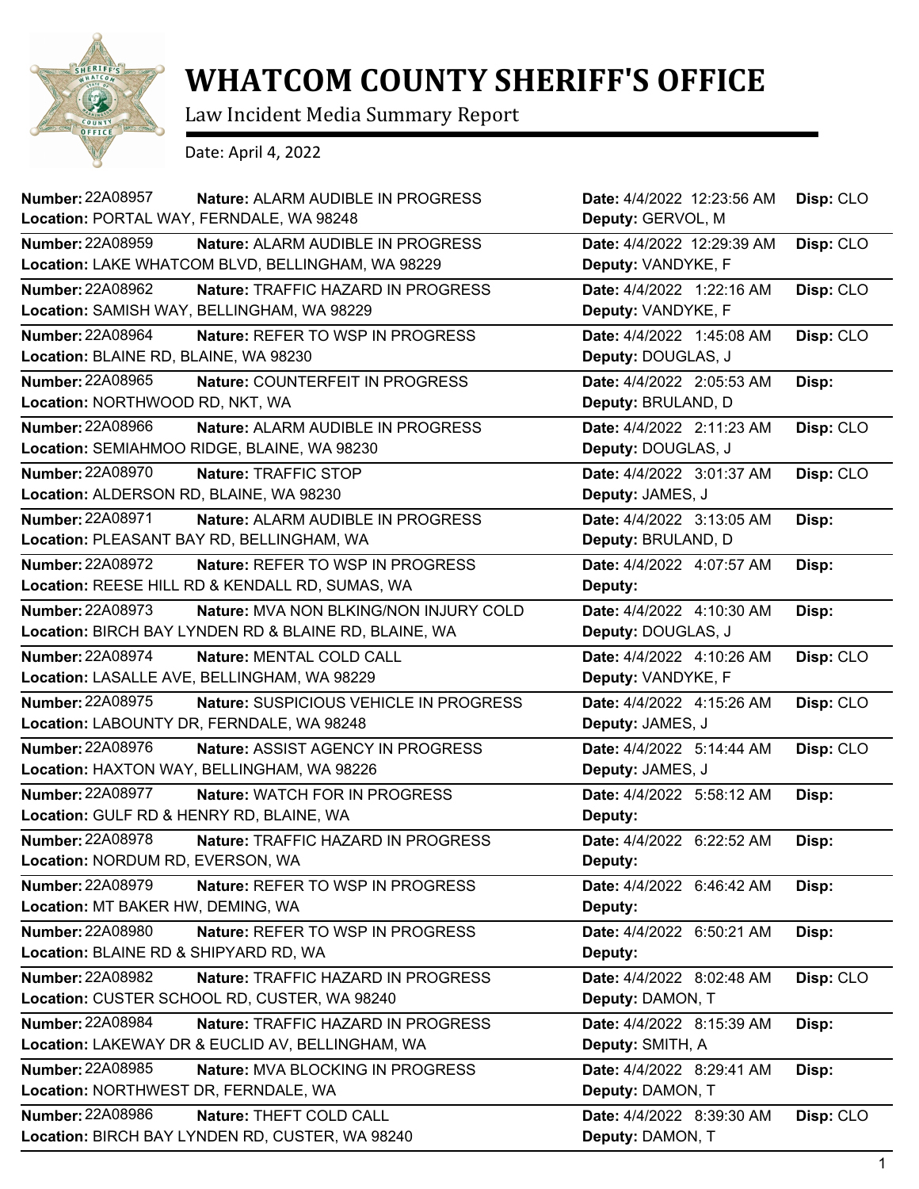# WHATCOM COUNTY SHERIFF'S OFFICE

Law Incident Media Summary Report

Date: April 4, 2022

| Number | Nature | Location | Date | Deputy | Disp |
|---|---|---|---|---|---|
| 22A08957 | ALARM AUDIBLE IN PROGRESS | PORTAL WAY, FERNDALE, WA 98248 | 4/4/2022 12:23:56 AM | GERVOL, M | CLO |
| 22A08959 | ALARM AUDIBLE IN PROGRESS | LAKE WHATCOM BLVD, BELLINGHAM, WA 98229 | 4/4/2022 12:29:39 AM | VANDYKE, F | CLO |
| 22A08962 | TRAFFIC HAZARD IN PROGRESS | SAMISH WAY, BELLINGHAM, WA 98229 | 4/4/2022 1:22:16 AM | VANDYKE, F | CLO |
| 22A08964 | REFER TO WSP IN PROGRESS | BLAINE RD, BLAINE, WA 98230 | 4/4/2022 1:45:08 AM | DOUGLAS, J | CLO |
| 22A08965 | COUNTERFEIT IN PROGRESS | NORTHWOOD RD, NKT, WA | 4/4/2022 2:05:53 AM | BRULAND, D | |
| 22A08966 | ALARM AUDIBLE IN PROGRESS | SEMIAHMOO RIDGE, BLAINE, WA 98230 | 4/4/2022 2:11:23 AM | DOUGLAS, J | CLO |
| 22A08970 | TRAFFIC STOP | ALDERSON RD, BLAINE, WA 98230 | 4/4/2022 3:01:37 AM | JAMES, J | CLO |
| 22A08971 | ALARM AUDIBLE IN PROGRESS | PLEASANT BAY RD, BELLINGHAM, WA | 4/4/2022 3:13:05 AM | BRULAND, D | |
| 22A08972 | REFER TO WSP IN PROGRESS | REESE HILL RD & KENDALL RD, SUMAS, WA | 4/4/2022 4:07:57 AM | | |
| 22A08973 | MVA NON BLKING/NON INJURY COLD | BIRCH BAY LYNDEN RD & BLAINE RD, BLAINE, WA | 4/4/2022 4:10:30 AM | DOUGLAS, J | |
| 22A08974 | MENTAL COLD CALL | LASALLE AVE, BELLINGHAM, WA 98229 | 4/4/2022 4:10:26 AM | VANDYKE, F | CLO |
| 22A08975 | SUSPICIOUS VEHICLE IN PROGRESS | LABOUNTY DR, FERNDALE, WA 98248 | 4/4/2022 4:15:26 AM | JAMES, J | CLO |
| 22A08976 | ASSIST AGENCY IN PROGRESS | HAXTON WAY, BELLINGHAM, WA 98226 | 4/4/2022 5:14:44 AM | JAMES, J | CLO |
| 22A08977 | WATCH FOR IN PROGRESS | GULF RD & HENRY RD, BLAINE, WA | 4/4/2022 5:58:12 AM | | |
| 22A08978 | TRAFFIC HAZARD IN PROGRESS | NORDUM RD, EVERSON, WA | 4/4/2022 6:22:52 AM | | |
| 22A08979 | REFER TO WSP IN PROGRESS | MT BAKER HW, DEMING, WA | 4/4/2022 6:46:42 AM | | |
| 22A08980 | REFER TO WSP IN PROGRESS | BLAINE RD & SHIPYARD RD, WA | 4/4/2022 6:50:21 AM | | |
| 22A08982 | TRAFFIC HAZARD IN PROGRESS | CUSTER SCHOOL RD, CUSTER, WA 98240 | 4/4/2022 8:02:48 AM | DAMON, T | CLO |
| 22A08984 | TRAFFIC HAZARD IN PROGRESS | LAKEWAY DR & EUCLID AV, BELLINGHAM, WA | 4/4/2022 8:15:39 AM | SMITH, A | |
| 22A08985 | MVA BLOCKING IN PROGRESS | NORTHWEST DR, FERNDALE, WA | 4/4/2022 8:29:41 AM | DAMON, T | |
| 22A08986 | THEFT COLD CALL | BIRCH BAY LYNDEN RD, CUSTER, WA 98240 | 4/4/2022 8:39:30 AM | DAMON, T | CLO |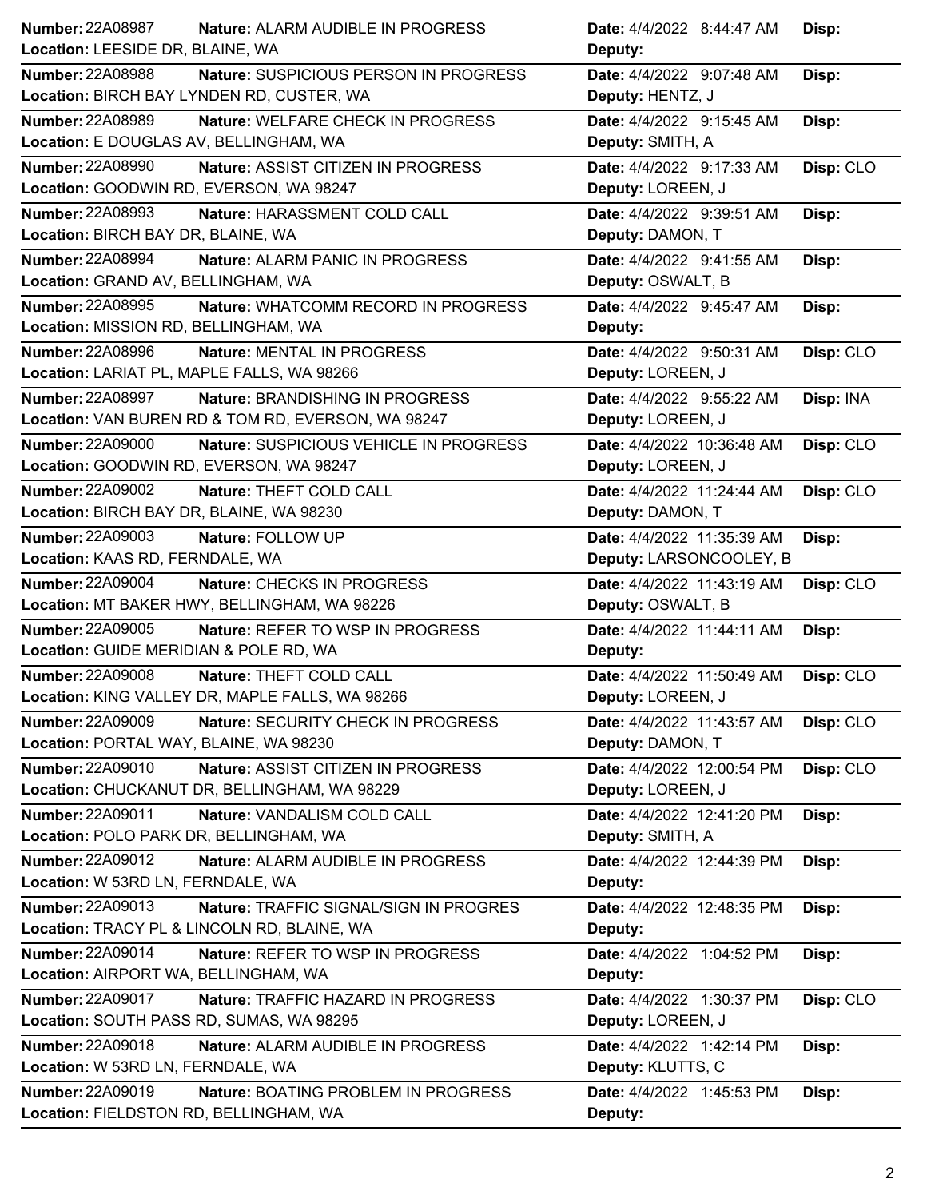| Number | Nature | Date | Disp | Location | Deputy |
|---|---|---|---|---|---|
| 22A08987 | ALARM AUDIBLE IN PROGRESS | 4/4/2022 8:44:47 AM | | LEESIDE DR, BLAINE, WA | |
| 22A08988 | SUSPICIOUS PERSON IN PROGRESS | 4/4/2022 9:07:48 AM | | BIRCH BAY LYNDEN RD, CUSTER, WA | HENTZ, J |
| 22A08989 | WELFARE CHECK IN PROGRESS | 4/4/2022 9:15:45 AM | | E DOUGLAS AV, BELLINGHAM, WA | SMITH, A |
| 22A08990 | ASSIST CITIZEN IN PROGRESS | 4/4/2022 9:17:33 AM | CLO | GOODWIN RD, EVERSON, WA 98247 | LOREEN, J |
| 22A08993 | HARASSMENT COLD CALL | 4/4/2022 9:39:51 AM | | BIRCH BAY DR, BLAINE, WA | DAMON, T |
| 22A08994 | ALARM PANIC IN PROGRESS | 4/4/2022 9:41:55 AM | | GRAND AV, BELLINGHAM, WA | OSWALT, B |
| 22A08995 | WHATCOMM RECORD IN PROGRESS | 4/4/2022 9:45:47 AM | | MISSION RD, BELLINGHAM, WA | |
| 22A08996 | MENTAL IN PROGRESS | 4/4/2022 9:50:31 AM | CLO | LARIAT PL, MAPLE FALLS, WA 98266 | LOREEN, J |
| 22A08997 | BRANDISHING IN PROGRESS | 4/4/2022 9:55:22 AM | INA | VAN BUREN RD & TOM RD, EVERSON, WA 98247 | LOREEN, J |
| 22A09000 | SUSPICIOUS VEHICLE IN PROGRESS | 4/4/2022 10:36:48 AM | CLO | GOODWIN RD, EVERSON, WA 98247 | LOREEN, J |
| 22A09002 | THEFT COLD CALL | 4/4/2022 11:24:44 AM | CLO | BIRCH BAY DR, BLAINE, WA 98230 | DAMON, T |
| 22A09003 | FOLLOW UP | 4/4/2022 11:35:39 AM | | KAAS RD, FERNDALE, WA | LARSONCOOLEY, B |
| 22A09004 | CHECKS IN PROGRESS | 4/4/2022 11:43:19 AM | CLO | MT BAKER HWY, BELLINGHAM, WA 98226 | OSWALT, B |
| 22A09005 | REFER TO WSP IN PROGRESS | 4/4/2022 11:44:11 AM | | GUIDE MERIDIAN & POLE RD, WA | |
| 22A09008 | THEFT COLD CALL | 4/4/2022 11:50:49 AM | CLO | KING VALLEY DR, MAPLE FALLS, WA 98266 | LOREEN, J |
| 22A09009 | SECURITY CHECK IN PROGRESS | 4/4/2022 11:43:57 AM | CLO | PORTAL WAY, BLAINE, WA 98230 | DAMON, T |
| 22A09010 | ASSIST CITIZEN IN PROGRESS | 4/4/2022 12:00:54 PM | CLO | CHUCKANUT DR, BELLINGHAM, WA 98229 | LOREEN, J |
| 22A09011 | VANDALISM COLD CALL | 4/4/2022 12:41:20 PM | | POLO PARK DR, BELLINGHAM, WA | SMITH, A |
| 22A09012 | ALARM AUDIBLE IN PROGRESS | 4/4/2022 12:44:39 PM | | W 53RD LN, FERNDALE, WA | |
| 22A09013 | TRAFFIC SIGNAL/SIGN IN PROGRES | 4/4/2022 12:48:35 PM | | TRACY PL & LINCOLN RD, BLAINE, WA | |
| 22A09014 | REFER TO WSP IN PROGRESS | 4/4/2022 1:04:52 PM | | AIRPORT WA, BELLINGHAM, WA | |
| 22A09017 | TRAFFIC HAZARD IN PROGRESS | 4/4/2022 1:30:37 PM | CLO | SOUTH PASS RD, SUMAS, WA 98295 | LOREEN, J |
| 22A09018 | ALARM AUDIBLE IN PROGRESS | 4/4/2022 1:42:14 PM | | W 53RD LN, FERNDALE, WA | KLUTTS, C |
| 22A09019 | BOATING PROBLEM IN PROGRESS | 4/4/2022 1:45:53 PM | | FIELDSTON RD, BELLINGHAM, WA | |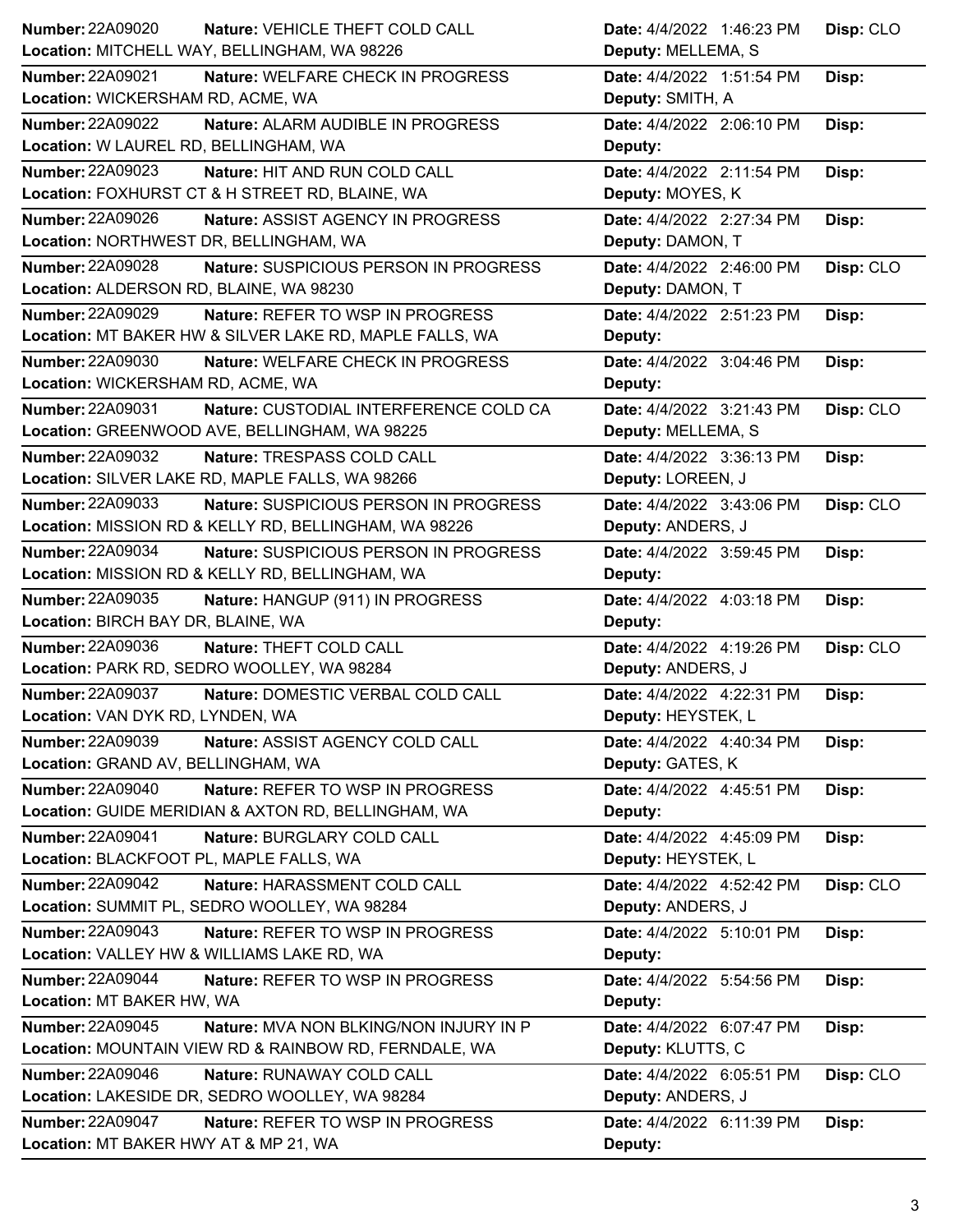| Number | Nature | Location | Date | Deputy | Disp |
|---|---|---|---|---|---|
| 22A09020 | VEHICLE THEFT COLD CALL | MITCHELL WAY, BELLINGHAM, WA 98226 | 4/4/2022 1:46:23 PM | MELLEMA, S | CLO |
| 22A09021 | WELFARE CHECK IN PROGRESS | WICKERSHAM RD, ACME, WA | 4/4/2022 1:51:54 PM | SMITH, A | |
| 22A09022 | ALARM AUDIBLE IN PROGRESS | W LAUREL RD, BELLINGHAM, WA | 4/4/2022 2:06:10 PM | | |
| 22A09023 | HIT AND RUN COLD CALL | FOXHURST CT & H STREET RD, BLAINE, WA | 4/4/2022 2:11:54 PM | MOYES, K | |
| 22A09026 | ASSIST AGENCY IN PROGRESS | NORTHWEST DR, BELLINGHAM, WA | 4/4/2022 2:27:34 PM | DAMON, T | |
| 22A09028 | SUSPICIOUS PERSON IN PROGRESS | ALDERSON RD, BLAINE, WA 98230 | 4/4/2022 2:46:00 PM | DAMON, T | CLO |
| 22A09029 | REFER TO WSP IN PROGRESS | MT BAKER HW & SILVER LAKE RD, MAPLE FALLS, WA | 4/4/2022 2:51:23 PM | | |
| 22A09030 | WELFARE CHECK IN PROGRESS | WICKERSHAM RD, ACME, WA | 4/4/2022 3:04:46 PM | | |
| 22A09031 | CUSTODIAL INTERFERENCE COLD CA | GREENWOOD AVE, BELLINGHAM, WA 98225 | 4/4/2022 3:21:43 PM | MELLEMA, S | CLO |
| 22A09032 | TRESPASS COLD CALL | SILVER LAKE RD, MAPLE FALLS, WA 98266 | 4/4/2022 3:36:13 PM | LOREEN, J | |
| 22A09033 | SUSPICIOUS PERSON IN PROGRESS | MISSION RD & KELLY RD, BELLINGHAM, WA 98226 | 4/4/2022 3:43:06 PM | ANDERS, J | CLO |
| 22A09034 | SUSPICIOUS PERSON IN PROGRESS | MISSION RD & KELLY RD, BELLINGHAM, WA | 4/4/2022 3:59:45 PM | | |
| 22A09035 | HANGUP (911) IN PROGRESS | BIRCH BAY DR, BLAINE, WA | 4/4/2022 4:03:18 PM | | |
| 22A09036 | THEFT COLD CALL | PARK RD, SEDRO WOOLLEY, WA 98284 | 4/4/2022 4:19:26 PM | ANDERS, J | CLO |
| 22A09037 | DOMESTIC VERBAL COLD CALL | VAN DYK RD, LYNDEN, WA | 4/4/2022 4:22:31 PM | HEYSTEK, L | |
| 22A09039 | ASSIST AGENCY COLD CALL | GRAND AV, BELLINGHAM, WA | 4/4/2022 4:40:34 PM | GATES, K | |
| 22A09040 | REFER TO WSP IN PROGRESS | GUIDE MERIDIAN & AXTON RD, BELLINGHAM, WA | 4/4/2022 4:45:51 PM | | |
| 22A09041 | BURGLARY COLD CALL | BLACKFOOT PL, MAPLE FALLS, WA | 4/4/2022 4:45:09 PM | HEYSTEK, L | |
| 22A09042 | HARASSMENT COLD CALL | SUMMIT PL, SEDRO WOOLLEY, WA 98284 | 4/4/2022 4:52:42 PM | ANDERS, J | CLO |
| 22A09043 | REFER TO WSP IN PROGRESS | VALLEY HW & WILLIAMS LAKE RD, WA | 4/4/2022 5:10:01 PM | | |
| 22A09044 | REFER TO WSP IN PROGRESS | MT BAKER HW, WA | 4/4/2022 5:54:56 PM | | |
| 22A09045 | MVA NON BLKING/NON INJURY IN P | MOUNTAIN VIEW RD & RAINBOW RD, FERNDALE, WA | 4/4/2022 6:07:47 PM | KLUTTS, C | |
| 22A09046 | RUNAWAY COLD CALL | LAKESIDE DR, SEDRO WOOLLEY, WA 98284 | 4/4/2022 6:05:51 PM | ANDERS, J | CLO |
| 22A09047 | REFER TO WSP IN PROGRESS | MT BAKER HWY AT & MP 21, WA | 4/4/2022 6:11:39 PM | | |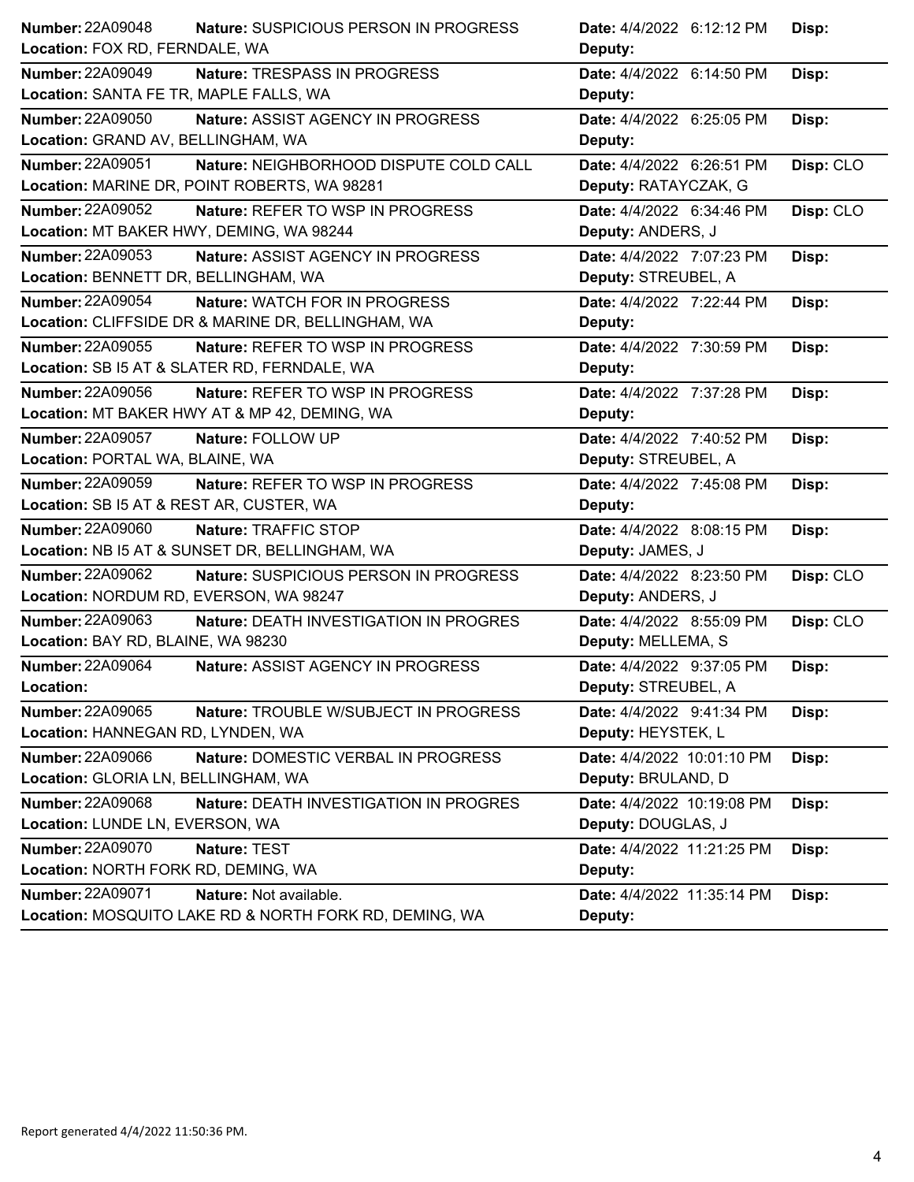**Number:** 22A09048 **Nature:** SUSPICIOUS PERSON IN PROGRESS **Date:** 4/4/2022 6:12:12 PM **Disp:**
**Location:** FOX RD, FERNDALE, WA **Deputy:**

**Number:** 22A09049 **Nature:** TRESPASS IN PROGRESS **Date:** 4/4/2022 6:14:50 PM **Disp:**
**Location:** SANTA FE TR, MAPLE FALLS, WA **Deputy:**

**Number:** 22A09050 **Nature:** ASSIST AGENCY IN PROGRESS **Date:** 4/4/2022 6:25:05 PM **Disp:**
**Location:** GRAND AV, BELLINGHAM, WA **Deputy:**

**Number:** 22A09051 **Nature:** NEIGHBORHOOD DISPUTE COLD CALL **Date:** 4/4/2022 6:26:51 PM **Disp:** CLO
**Location:** MARINE DR, POINT ROBERTS, WA 98281 **Deputy:** RATAYCZAK, G

**Number:** 22A09052 **Nature:** REFER TO WSP IN PROGRESS **Date:** 4/4/2022 6:34:46 PM **Disp:** CLO
**Location:** MT BAKER HWY, DEMING, WA 98244 **Deputy:** ANDERS, J

**Number:** 22A09053 **Nature:** ASSIST AGENCY IN PROGRESS **Date:** 4/4/2022 7:07:23 PM **Disp:**
**Location:** BENNETT DR, BELLINGHAM, WA **Deputy:** STREUBEL, A

**Number:** 22A09054 **Nature:** WATCH FOR IN PROGRESS **Date:** 4/4/2022 7:22:44 PM **Disp:**
**Location:** CLIFFSIDE DR & MARINE DR, BELLINGHAM, WA **Deputy:**

**Number:** 22A09055 **Nature:** REFER TO WSP IN PROGRESS **Date:** 4/4/2022 7:30:59 PM **Disp:**
**Location:** SB I5 AT & SLATER RD, FERNDALE, WA **Deputy:**

**Number:** 22A09056 **Nature:** REFER TO WSP IN PROGRESS **Date:** 4/4/2022 7:37:28 PM **Disp:**
**Location:** MT BAKER HWY AT & MP 42, DEMING, WA **Deputy:**

**Number:** 22A09057 **Nature:** FOLLOW UP **Date:** 4/4/2022 7:40:52 PM **Disp:**
**Location:** PORTAL WA, BLAINE, WA **Deputy:** STREUBEL, A

**Number:** 22A09059 **Nature:** REFER TO WSP IN PROGRESS **Date:** 4/4/2022 7:45:08 PM **Disp:**
**Location:** SB I5 AT & REST AR, CUSTER, WA **Deputy:**

**Number:** 22A09060 **Nature:** TRAFFIC STOP **Date:** 4/4/2022 8:08:15 PM **Disp:**
**Location:** NB I5 AT & SUNSET DR, BELLINGHAM, WA **Deputy:** JAMES, J

**Number:** 22A09062 **Nature:** SUSPICIOUS PERSON IN PROGRESS **Date:** 4/4/2022 8:23:50 PM **Disp:** CLO
**Location:** NORDUM RD, EVERSON, WA 98247 **Deputy:** ANDERS, J

**Number:** 22A09063 **Nature:** DEATH INVESTIGATION IN PROGRES **Date:** 4/4/2022 8:55:09 PM **Disp:** CLO
**Location:** BAY RD, BLAINE, WA 98230 **Deputy:** MELLEMA, S

**Number:** 22A09064 **Nature:** ASSIST AGENCY IN PROGRESS **Date:** 4/4/2022 9:37:05 PM **Disp:**
**Location:** **Deputy:** STREUBEL, A

**Number:** 22A09065 **Nature:** TROUBLE W/SUBJECT IN PROGRESS **Date:** 4/4/2022 9:41:34 PM **Disp:**
**Location:** HANNEGAN RD, LYNDEN, WA **Deputy:** HEYSTEK, L

**Number:** 22A09066 **Nature:** DOMESTIC VERBAL IN PROGRESS **Date:** 4/4/2022 10:01:10 PM **Disp:**
**Location:** GLORIA LN, BELLINGHAM, WA **Deputy:** BRULAND, D

**Number:** 22A09068 **Nature:** DEATH INVESTIGATION IN PROGRES **Date:** 4/4/2022 10:19:08 PM **Disp:**
**Location:** LUNDE LN, EVERSON, WA **Deputy:** DOUGLAS, J

**Number:** 22A09070 **Nature:** TEST **Date:** 4/4/2022 11:21:25 PM **Disp:**
**Location:** NORTH FORK RD, DEMING, WA **Deputy:**

**Number:** 22A09071 **Nature:** Not available. **Date:** 4/4/2022 11:35:14 PM **Disp:**
**Location:** MOSQUITO LAKE RD & NORTH FORK RD, DEMING, WA **Deputy:**

Report generated 4/4/2022 11:50:36 PM.